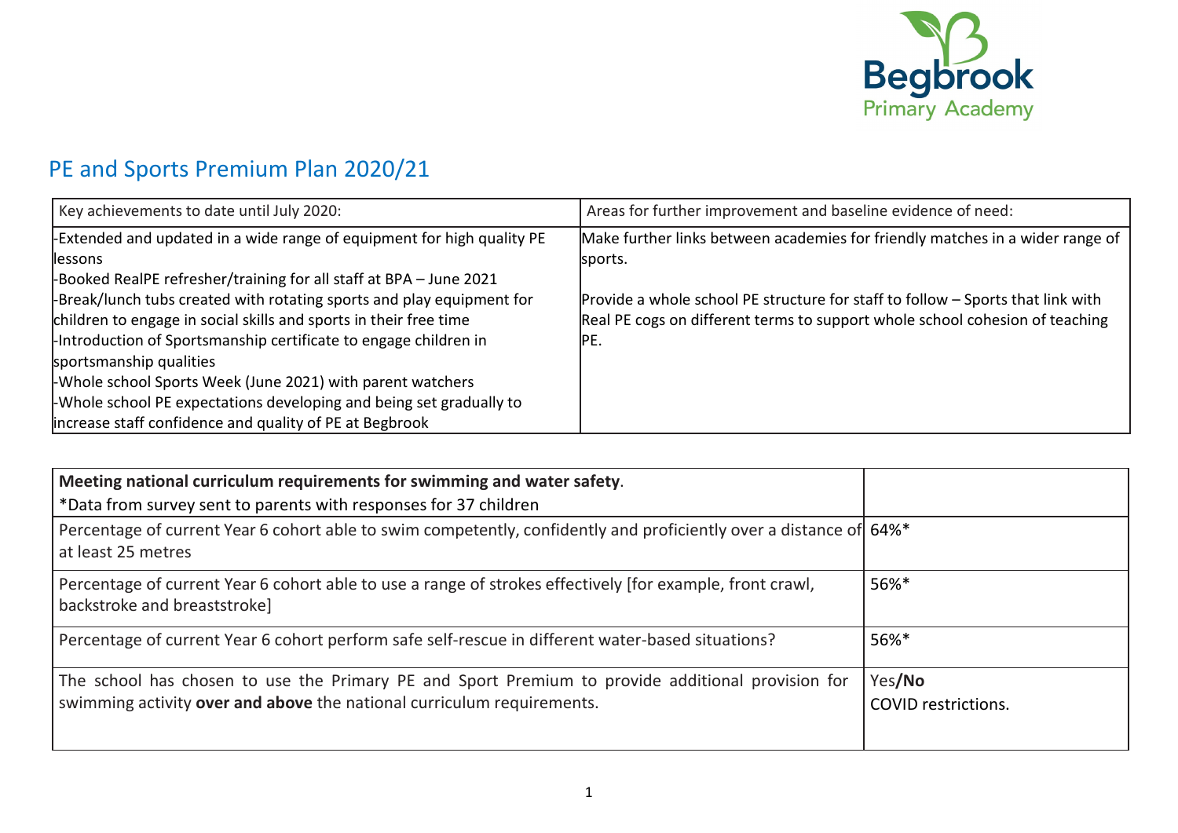Begbrook Primary Academy

# PE and Sports Premium Plan 2020/21

| Key achievements to date until July 2020: | Areas for further improvement and baseline evidence of need: |
|---|---|
| -Extended and updated in a wide range of equipment for high quality PE lessons<br>-Booked RealPE refresher/training for all staff at BPA – June 2021<br>-Break/lunch tubs created with rotating sports and play equipment for children to engage in social skills and sports in their free time<br>-Introduction of Sportsmanship certificate to engage children in sportsmanship qualities<br>-Whole school Sports Week (June 2021) with parent watchers<br>-Whole school PE expectations developing and being set gradually to increase staff confidence and quality of PE at Begbrook | Make further links between academies for friendly matches in a wider range of sports.<br><br>Provide a whole school PE structure for staff to follow – Sports that link with Real PE cogs on different terms to support whole school cohesion of teaching PE. |

| **Meeting national curriculum requirements for swimming and water safety**.<br>*Data from survey sent to parents with responses for 37 children | |
|---|---|
| Percentage of current Year 6 cohort able to swim competently, confidently and proficiently over a distance of at least 25 metres | 64%* |
| Percentage of current Year 6 cohort able to use a range of strokes effectively [for example, front crawl, backstroke and breaststroke] | 56%* |
| Percentage of current Year 6 cohort perform safe self-rescue in different water-based situations? | 56%* |
| The school has chosen to use the Primary PE and Sport Premium to provide additional provision for swimming activity **over and above** the national curriculum requirements. | Yes/**No**<br>COVID restrictions. |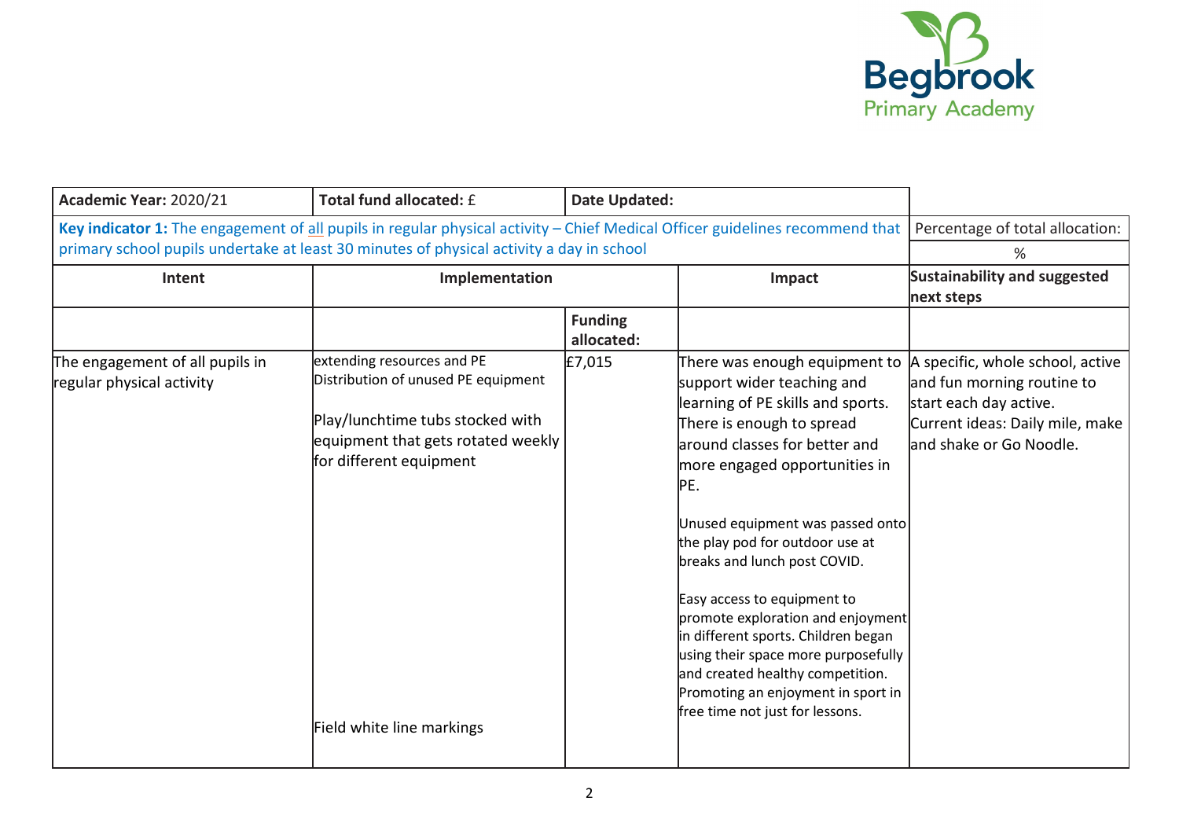| Academic Year: 2020/21 | Total fund allocated: £ | Date Updated: | | |
|---|---|---|---|---|
| **Key indicator 1:** The engagement of all pupils in regular physical activity – Chief Medical Officer guidelines recommend that primary school pupils undertake at least 30 minutes of physical activity a day in school | | | | Percentage of total allocation: % |
| **Intent** | **Implementation** | | **Impact** | **Sustainability and suggested next steps** |
| | | **Funding allocated:** | | |
| The engagement of all pupils in regular physical activity | extending resources and PE Distribution of unused PE equipment<br><br>Play/lunchtime tubs stocked with equipment that gets rotated weekly for different equipment<br><br>Field white line markings | £7,015 | There was enough equipment to support wider teaching and learning of PE skills and sports. There is enough to spread around classes for better and more engaged opportunities in PE.<br><br>Unused equipment was passed onto the play pod for outdoor use at breaks and lunch post COVID.<br><br>Easy access to equipment to promote exploration and enjoyment in different sports. Children began using their space more purposefully and created healthy competition. Promoting an enjoyment in sport in free time not just for lessons. | A specific, whole school, active and fun morning routine to start each day active.<br>Current ideas: Daily mile, make and shake or Go Noodle. |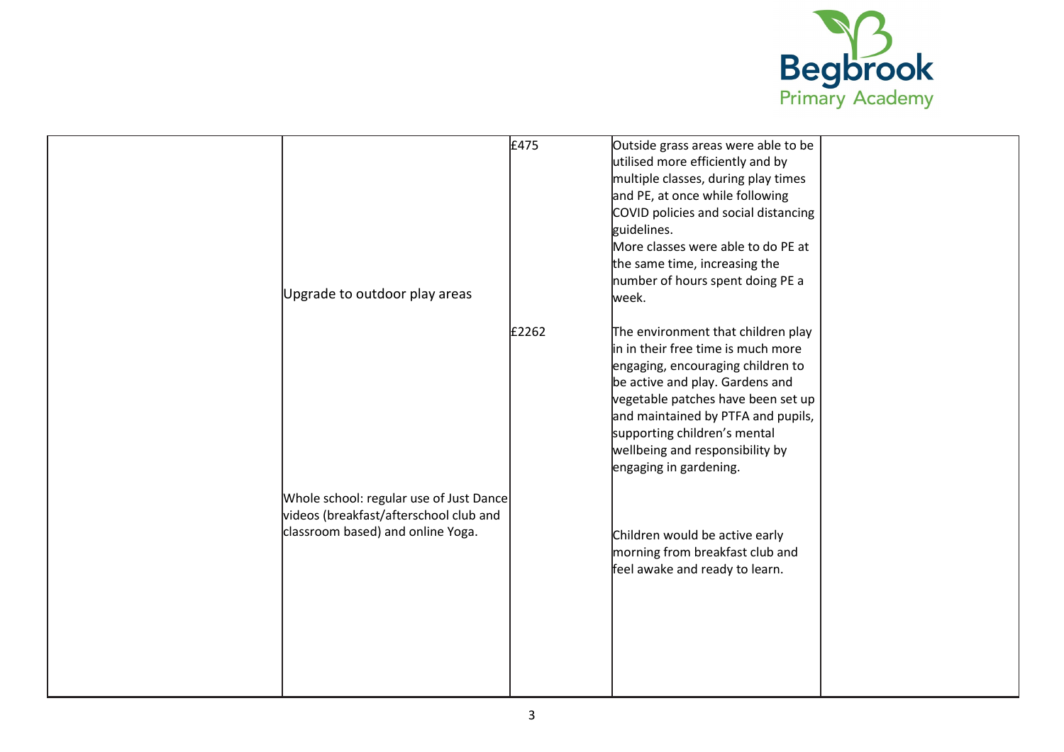| | | | | |
|---|---|---|---|---|
| | Upgrade to outdoor play areas | £475 | Outside grass areas were able to be utilised more efficiently and by multiple classes, during play times and PE, at once while following COVID policies and social distancing guidelines.<br>More classes were able to do PE at the same time, increasing the number of hours spent doing PE a week. | |
| | | £2262 | The environment that children play in in their free time is much more engaging, encouraging children to be active and play. Gardens and vegetable patches have been set up and maintained by PTFA and pupils, supporting children's mental wellbeing and responsibility by engaging in gardening. | |
| | Whole school: regular use of Just Dance videos (breakfast/afterschool club and classroom based) and online Yoga. | | Children would be active early morning from breakfast club and feel awake and ready to learn. | |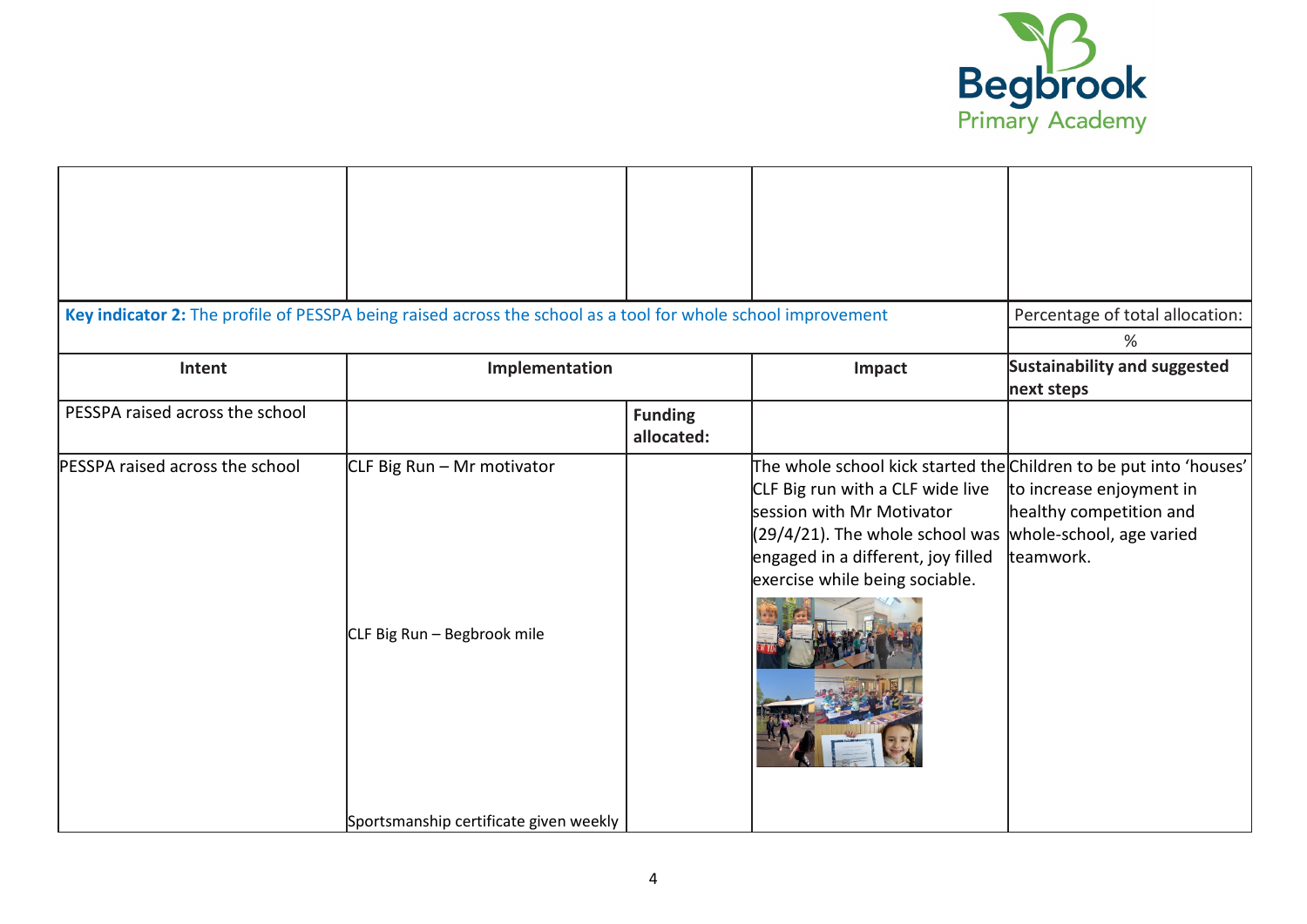| | | | | |
|---|---|---|---|---|
| | | | | |
| **Key indicator 2:** The profile of PESSPA being raised across the school as a tool for whole school improvement | | | | Percentage of total allocation: |
| | | | | % |
| **Intent** | **Implementation** | | **Impact** | **Sustainability and suggested next steps** |
| PESSPA raised across the school | | **Funding allocated:** | | |
| PESSPA raised across the school | CLF Big Run – Mr motivator<br><br>CLF Big Run – Begbrook mile<br><br>Sportsmanship certificate given weekly | | The whole school kick started the CLF Big run with a CLF wide live session with Mr Motivator (29/4/21). The whole school was engaged in a different, joy filled exercise while being sociable. | Children to be put into 'houses' to increase enjoyment in healthy competition and whole-school, age varied teamwork. |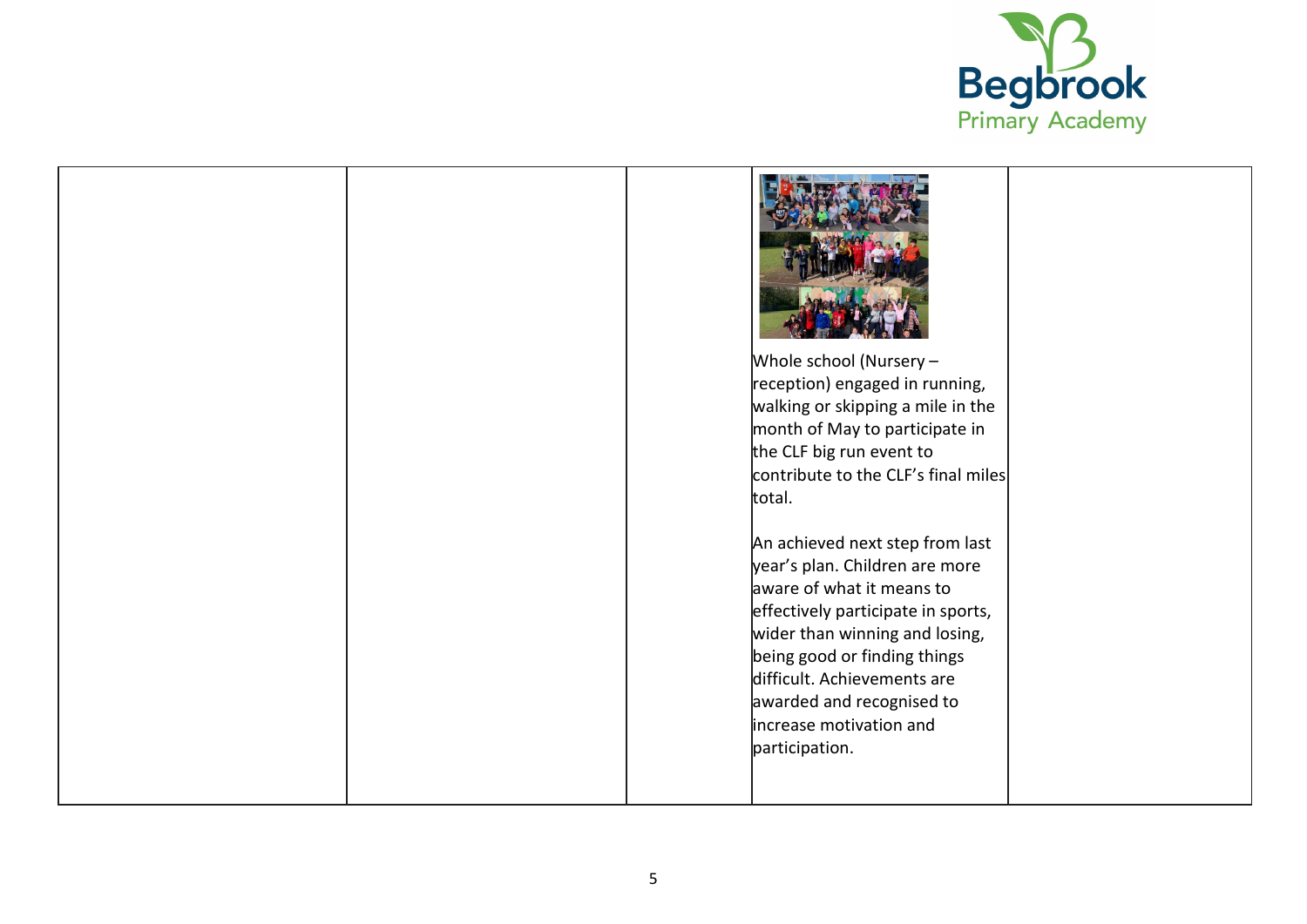| | | | | |
|---|---|---|---|---|
| | | | Whole school (Nursery – reception) engaged in running, walking or skipping a mile in the month of May to participate in the CLF big run event to contribute to the CLF's final miles total.<br><br>An achieved next step from last year's plan. Children are more aware of what it means to effectively participate in sports, wider than winning and losing, being good or finding things difficult. Achievements are awarded and recognised to increase motivation and participation. | |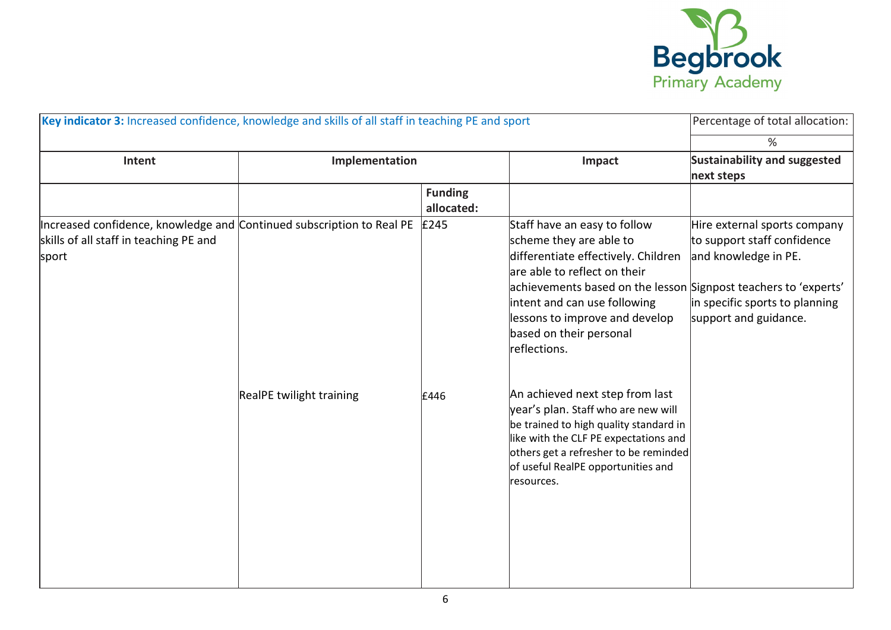| **Key indicator 3:** Increased confidence, knowledge and skills of all staff in teaching PE and sport | | | | Percentage of total allocation: |
|---|---|---|---|---|
| | | | | % |
| **Intent** | **Implementation** | | **Impact** | **Sustainability and suggested next steps** |
| | | **Funding allocated:** | | |
| Increased confidence, knowledge and skills of all staff in teaching PE and sport | Continued subscription to Real PE | £245 | Staff have an easy to follow scheme they are able to differentiate effectively. Children are able to reflect on their achievements based on the lesson intent and can use following lessons to improve and develop based on their personal reflections. | Hire external sports company to support staff confidence and knowledge in PE.<br><br>Signpost teachers to 'experts' in specific sports to planning support and guidance. |
| | RealPE twilight training | £446 | An achieved next step from last year's plan. Staff who are new will be trained to high quality standard in like with the CLF PE expectations and others get a refresher to be reminded of useful RealPE opportunities and resources. | |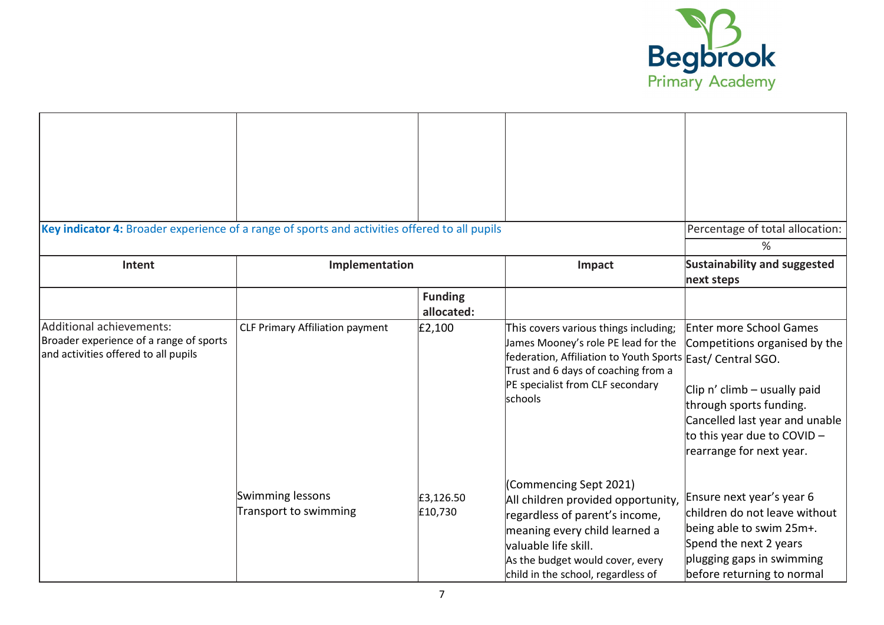| | | | | |
|---|---|---|---|---|
| | | | | |
| **Key indicator 4:** Broader experience of a range of sports and activities offered to all pupils | | | | Percentage of total allocation: |
| | | | | % |
| **Intent** | **Implementation** | | **Impact** | **Sustainability and suggested next steps** |
| | | **Funding allocated:** | | |
| Additional achievements:<br>Broader experience of a range of sports and activities offered to all pupils | CLF Primary Affiliation payment | £2,100 | This covers various things including; James Mooney's role PE lead for the federation, Affiliation to Youth Sports Trust and 6 days of coaching from a PE specialist from CLF secondary schools | Enter more School Games Competitions organised by the East/ Central SGO.<br><br>Clip n' climb – usually paid through sports funding. Cancelled last year and unable to this year due to COVID – rearrange for next year. |
| | Swimming lessons<br>Transport to swimming | £3,126.50<br>£10,730 | (Commencing Sept 2021)<br>All children provided opportunity, regardless of parent's income, meaning every child learned a valuable life skill.<br>As the budget would cover, every child in the school, regardless of | Ensure next year's year 6 children do not leave without being able to swim 25m+.<br>Spend the next 2 years plugging gaps in swimming before returning to normal |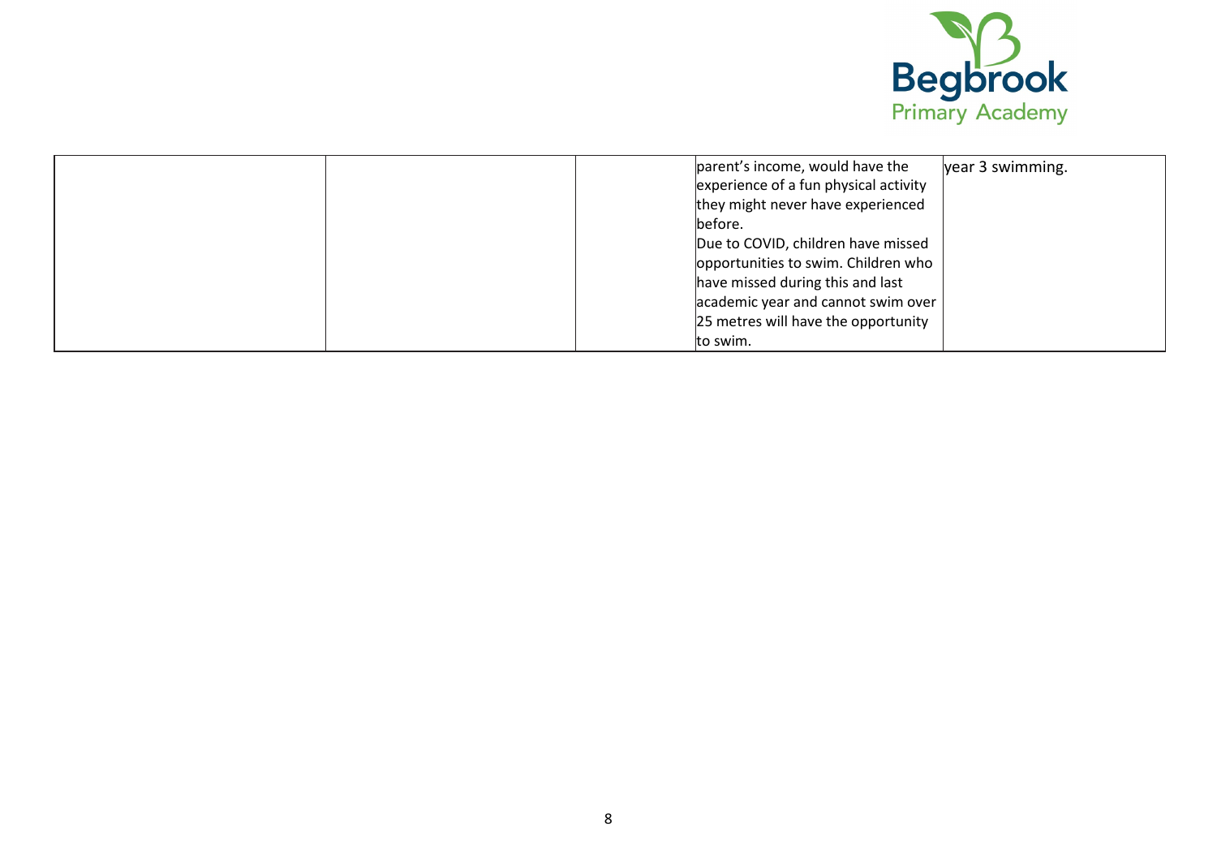| | | | | |
|---|---|---|---|---|
| | | | parent's income, would have the experience of a fun physical activity they might never have experienced before.<br>Due to COVID, children have missed opportunities to swim. Children who have missed during this and last academic year and cannot swim over 25 metres will have the opportunity to swim. | year 3 swimming. |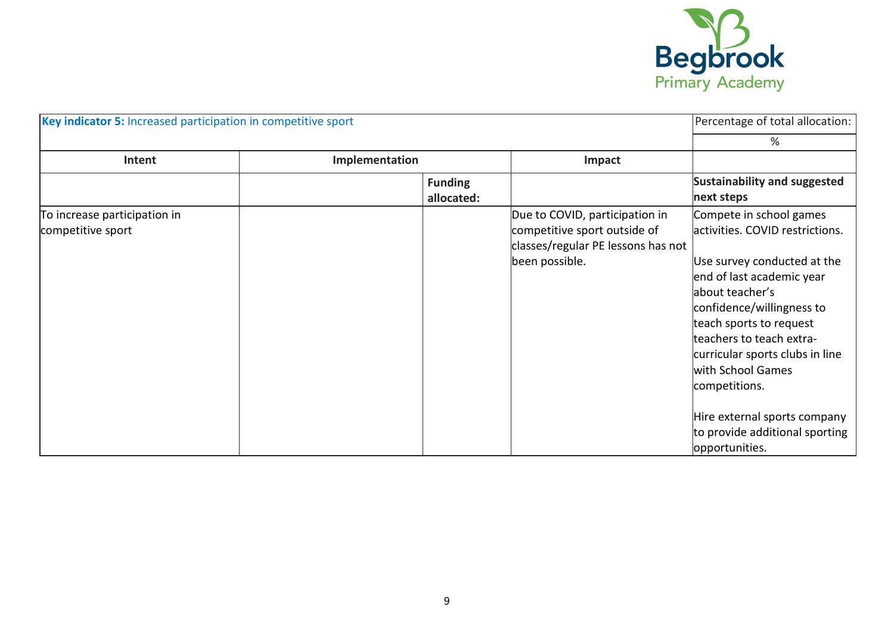| **Key indicator 5:** Increased participation in competitive sport | | | | Percentage of total allocation: |
|---|---|---|---|---|
| | | | | % |
| **Intent** | **Implementation** | | **Impact** | |
| | | **Funding allocated:** | | **Sustainability and suggested next steps** |
| To increase participation in competitive sport | | | Due to COVID, participation in competitive sport outside of classes/regular PE lessons has not been possible. | Compete in school games activities. COVID restrictions.<br><br>Use survey conducted at the end of last academic year about teacher's confidence/willingness to teach sports to request teachers to teach extra-curricular sports clubs in line with School Games competitions.<br><br>Hire external sports company to provide additional sporting opportunities. |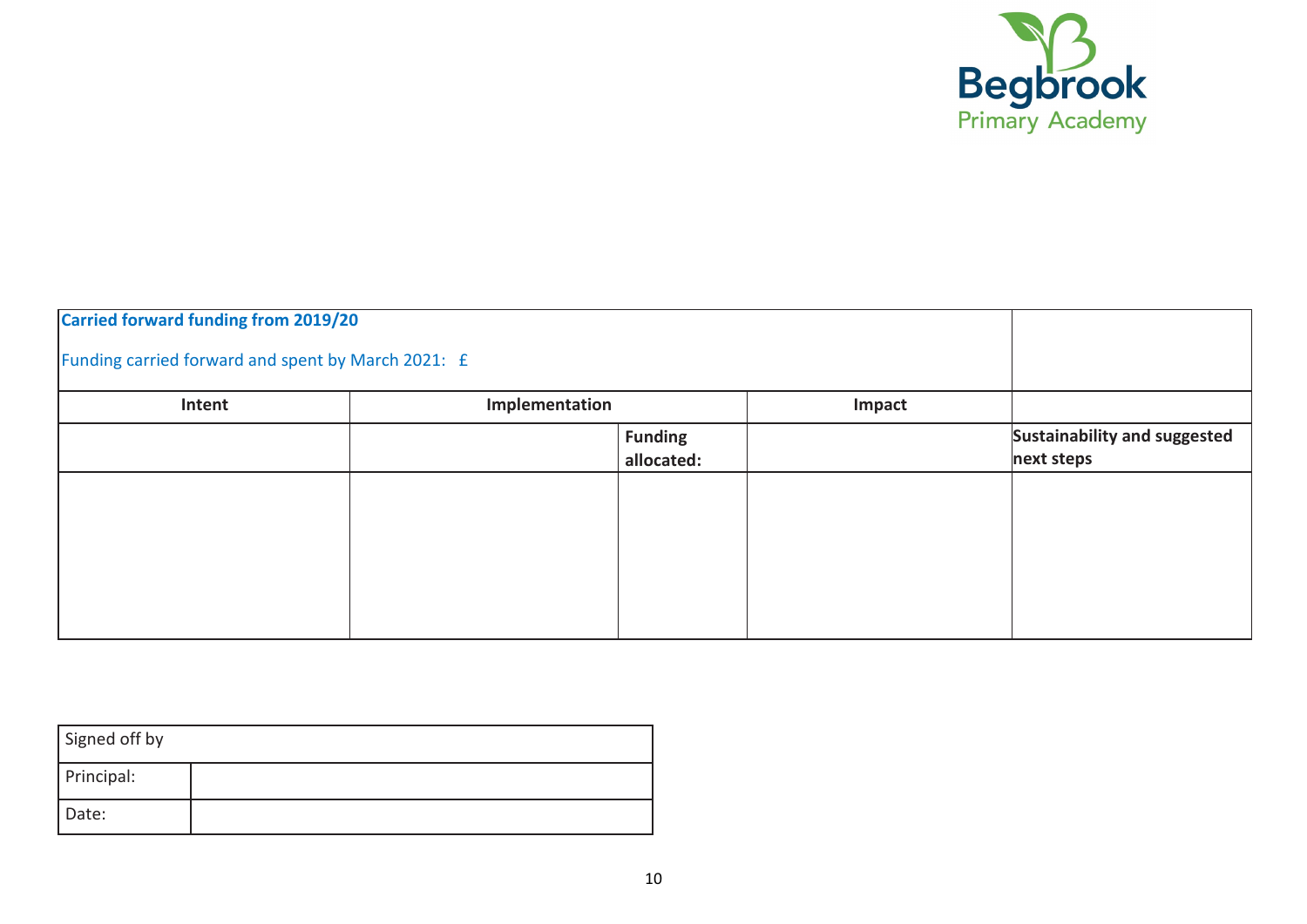| **Carried forward funding from 2019/20**<br><br>Funding carried forward and spent by March 2021: £ | | | | |
|---|---|---|---|---|
| **Intent** | **Implementation** | | **Impact** | |
| | | **Funding allocated:** | | **Sustainability and suggested next steps** |
| | | | | |

| Signed off by | |
|---|---|
| Principal: | |
| Date: | |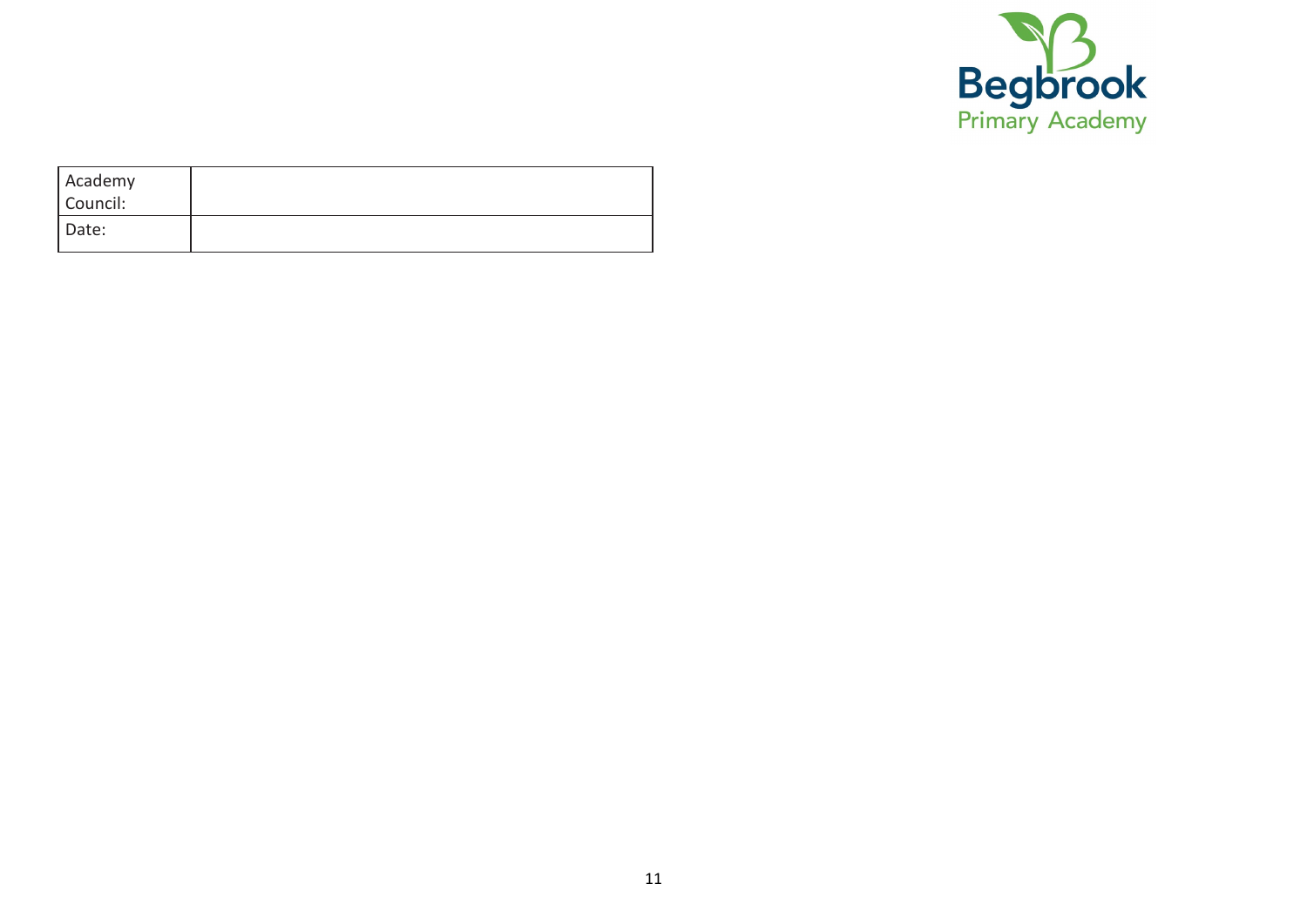| | |
|---|---|
| Academy Council: | |
| Date: | |